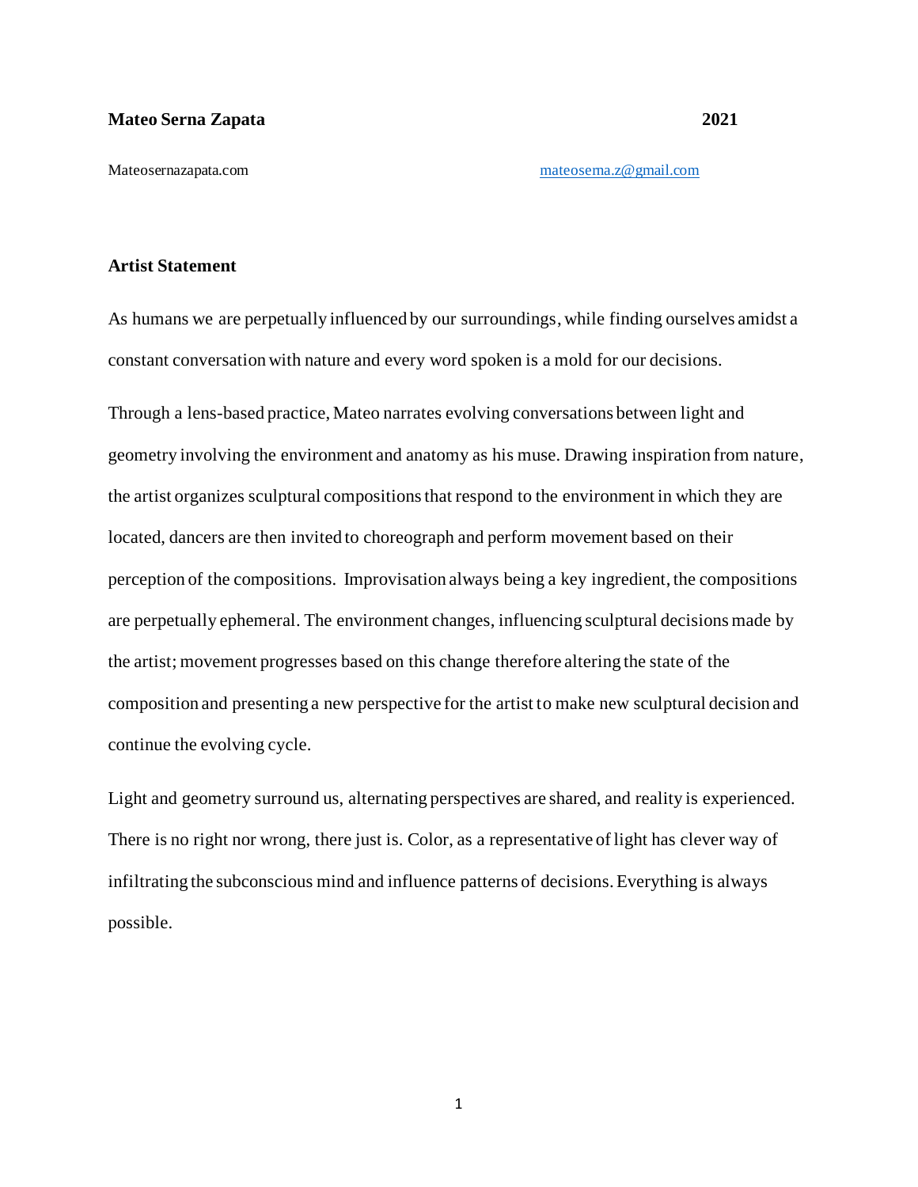**Mateo Serna Zapata** **2021**

Mateosernazapata.com [mateosema.z@gmail.com](mailto:mateosema.z@gmail.com)

## Artist Statement

As humans we are perpetually influenced by our surroundings, while finding ourselves amidst a constant conversation with nature and every word spoken is a mold for our decisions.

Through a lens-based practice, Mateo narrates evolving conversations between light and geometry involving the environment and anatomy as his muse. Drawing inspiration from nature, the artist organizes sculptural compositions that respond to the environment in which they are located, dancers are then invited to choreograph and perform movement based on their perception of the compositions. Improvisation always being a key ingredient, the compositions are perpetually ephemeral. The environment changes, influencing sculptural decisions made by the artist; movement progresses based on this change therefore altering the state of the composition and presenting a new perspective for the artist to make new sculptural decision and continue the evolving cycle.

Light and geometry surround us, alternating perspectives are shared, and reality is experienced. There is no right nor wrong, there just is. Color, as a representative of light has clever way of infiltrating the subconscious mind and influence patterns of decisions. Everything is always possible.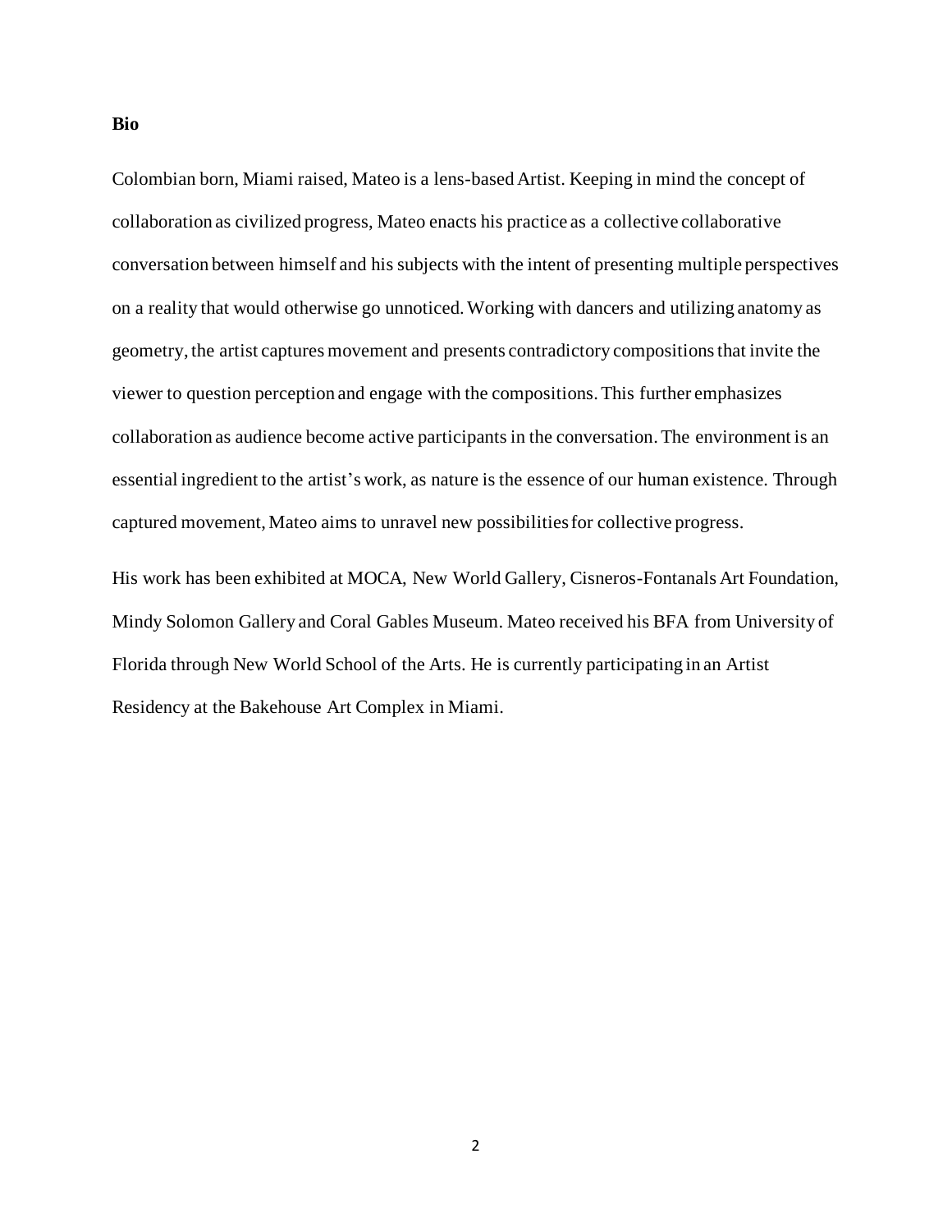**Bio**

Colombian born, Miami raised, Mateo is a lens-based Artist. Keeping in mind the concept of collaboration as civilized progress, Mateo enacts his practice as a collective collaborative conversation between himself and his subjects with the intent of presenting multiple perspectives on a reality that would otherwise go unnoticed. Working with dancers and utilizing anatomy as geometry, the artist captures movement and presents contradictory compositions that invite the viewer to question perception and engage with the compositions. This further emphasizes collaboration as audience become active participants in the conversation. The environment is an essential ingredient to the artist's work, as nature is the essence of our human existence. Through captured movement, Mateo aims to unravel new possibilities for collective progress.

His work has been exhibited at MOCA, New World Gallery, Cisneros-Fontanals Art Foundation, Mindy Solomon Gallery and Coral Gables Museum. Mateo received his BFA from University of Florida through New World School of the Arts. He is currently participating in an Artist Residency at the Bakehouse Art Complex in Miami.